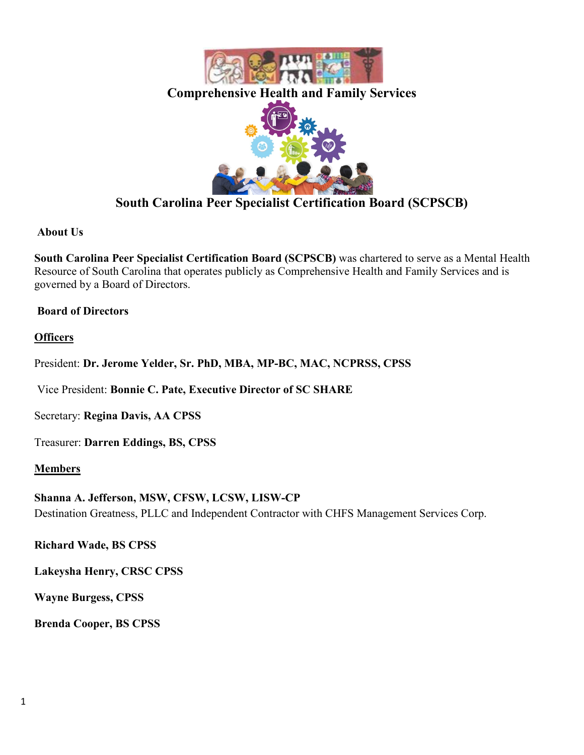# Comprehensive Health and Family Services

# South Carolina Peer Specialist Certification Board (SCPSCB)

## About Us

**South Carolina Peer Specialist Certification Board (SCPSCB)** was chartered to serve as a Mental Health Resource of South Carolina that operates publicly as Comprehensive Health and Family Services and is governed by a Board of Directors.

## Board of Directors

### Officers

President: **Dr. Jerome Yelder, Sr. PhD, MBA, MP-BC, MAC, NCPRSS, CPSS**

Vice President: **Bonnie C. Pate, Executive Director of SC SHARE**

Secretary: **Regina Davis, AA CPSS**

Treasurer: **Darren Eddings, BS, CPSS**

### Members

**Shanna A. Jefferson, MSW, CFSW, LCSW, LISW-CP**
Destination Greatness, PLLC and Independent Contractor with CHFS Management Services Corp.

**Richard Wade, BS CPSS**

**Lakeysha Henry, CRSC CPSS**

**Wayne Burgess, CPSS**

**Brenda Cooper, BS CPSS**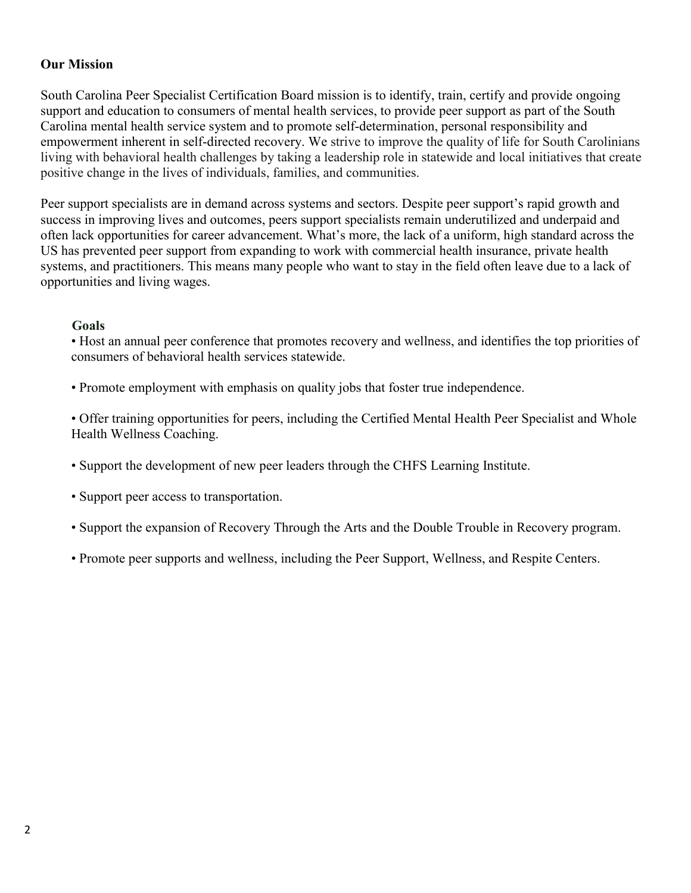## Our Mission

South Carolina Peer Specialist Certification Board mission is to identify, train, certify and provide ongoing support and education to consumers of mental health services, to provide peer support as part of the South Carolina mental health service system and to promote self-determination, personal responsibility and empowerment inherent in self-directed recovery. We strive to improve the quality of life for South Carolinians living with behavioral health challenges by taking a leadership role in statewide and local initiatives that create positive change in the lives of individuals, families, and communities.

Peer support specialists are in demand across systems and sectors. Despite peer support's rapid growth and success in improving lives and outcomes, peers support specialists remain underutilized and underpaid and often lack opportunities for career advancement. What's more, the lack of a uniform, high standard across the US has prevented peer support from expanding to work with commercial health insurance, private health systems, and practitioners. This means many people who want to stay in the field often leave due to a lack of opportunities and living wages.

### Goals

- Host an annual peer conference that promotes recovery and wellness, and identifies the top priorities of consumers of behavioral health services statewide.
- Promote employment with emphasis on quality jobs that foster true independence.
- Offer training opportunities for peers, including the Certified Mental Health Peer Specialist and Whole Health Wellness Coaching.
- Support the development of new peer leaders through the CHFS Learning Institute.
- Support peer access to transportation.
- Support the expansion of Recovery Through the Arts and the Double Trouble in Recovery program.
- Promote peer supports and wellness, including the Peer Support, Wellness, and Respite Centers.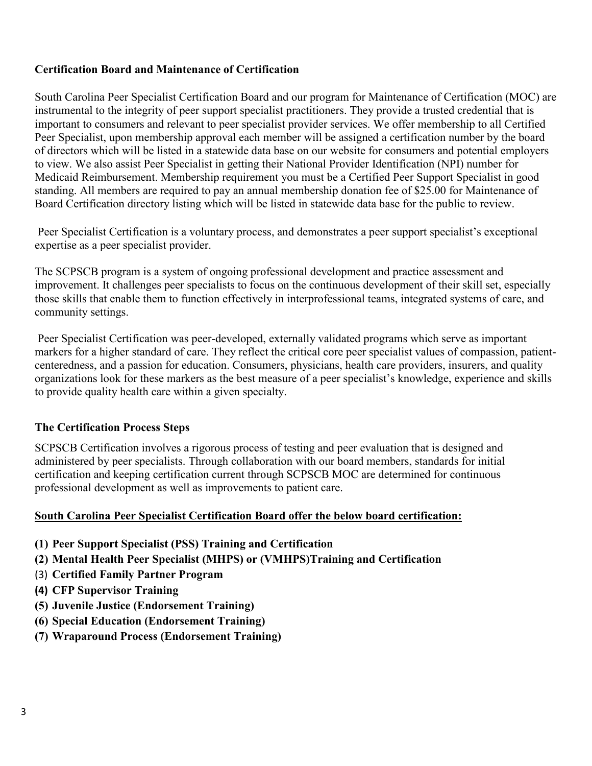**Certification Board and Maintenance of Certification**

South Carolina Peer Specialist Certification Board and our program for Maintenance of Certification (MOC) are instrumental to the integrity of peer support specialist practitioners. They provide a trusted credential that is important to consumers and relevant to peer specialist provider services. We offer membership to all Certified Peer Specialist, upon membership approval each member will be assigned a certification number by the board of directors which will be listed in a statewide data base on our website for consumers and potential employers to view. We also assist Peer Specialist in getting their National Provider Identification (NPI) number for Medicaid Reimbursement. Membership requirement you must be a Certified Peer Support Specialist in good standing. All members are required to pay an annual membership donation fee of $25.00 for Maintenance of Board Certification directory listing which will be listed in statewide data base for the public to review.

Peer Specialist Certification is a voluntary process, and demonstrates a peer support specialist's exceptional expertise as a peer specialist provider.

The SCPSCB program is a system of ongoing professional development and practice assessment and improvement. It challenges peer specialists to focus on the continuous development of their skill set, especially those skills that enable them to function effectively in interprofessional teams, integrated systems of care, and community settings.

Peer Specialist Certification was peer-developed, externally validated programs which serve as important markers for a higher standard of care. They reflect the critical core peer specialist values of compassion, patient-centeredness, and a passion for education. Consumers, physicians, health care providers, insurers, and quality organizations look for these markers as the best measure of a peer specialist's knowledge, experience and skills to provide quality health care within a given specialty.

**The Certification Process Steps**

SCPSCB Certification involves a rigorous process of testing and peer evaluation that is designed and administered by peer specialists. Through collaboration with our board members, standards for initial certification and keeping certification current through SCPSCB MOC are determined for continuous professional development as well as improvements to patient care.

**South Carolina Peer Specialist Certification Board offer the below board certification:**

**(1) Peer Support Specialist (PSS) Training and Certification**
**(2) Mental Health Peer Specialist (MHPS) or (VMHPS)Training and Certification**
**(3) Certified Family Partner Program**
**(4) CFP Supervisor Training**
**(5) Juvenile Justice (Endorsement Training)**
**(6) Special Education (Endorsement Training)**
**(7) Wraparound Process (Endorsement Training)**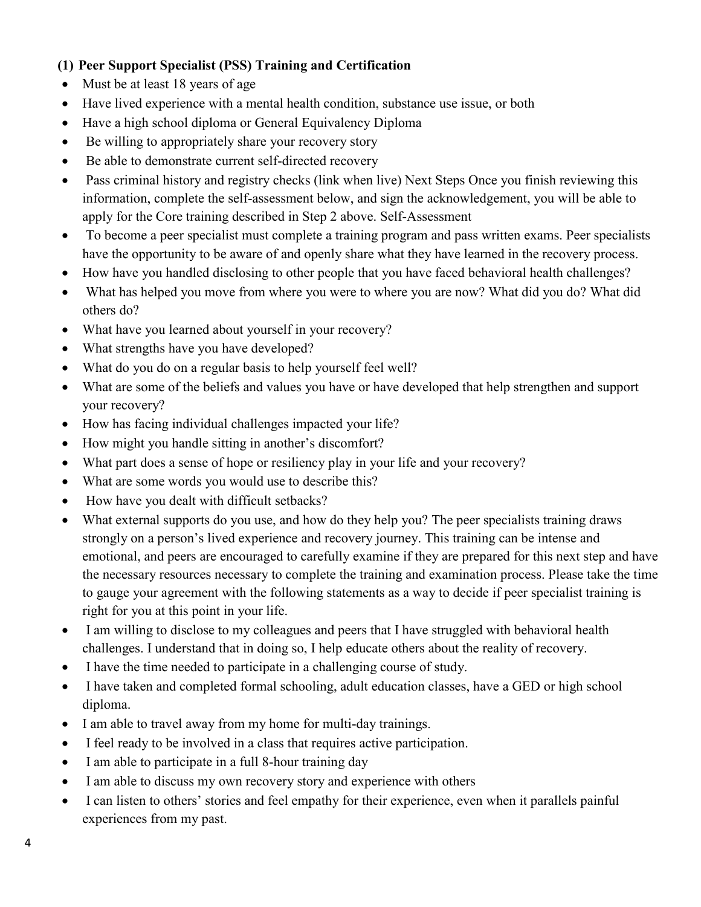### (1) Peer Support Specialist (PSS) Training and Certification

- Must be at least 18 years of age
- Have lived experience with a mental health condition, substance use issue, or both
- Have a high school diploma or General Equivalency Diploma
- Be willing to appropriately share your recovery story
- Be able to demonstrate current self-directed recovery
- Pass criminal history and registry checks (link when live) Next Steps Once you finish reviewing this information, complete the self-assessment below, and sign the acknowledgement, you will be able to apply for the Core training described in Step 2 above. Self-Assessment
- To become a peer specialist must complete a training program and pass written exams. Peer specialists have the opportunity to be aware of and openly share what they have learned in the recovery process.
- How have you handled disclosing to other people that you have faced behavioral health challenges?
- What has helped you move from where you were to where you are now? What did you do? What did others do?
- What have you learned about yourself in your recovery?
- What strengths have you have developed?
- What do you do on a regular basis to help yourself feel well?
- What are some of the beliefs and values you have or have developed that help strengthen and support your recovery?
- How has facing individual challenges impacted your life?
- How might you handle sitting in another's discomfort?
- What part does a sense of hope or resiliency play in your life and your recovery?
- What are some words you would use to describe this?
- How have you dealt with difficult setbacks?
- What external supports do you use, and how do they help you? The peer specialists training draws strongly on a person's lived experience and recovery journey. This training can be intense and emotional, and peers are encouraged to carefully examine if they are prepared for this next step and have the necessary resources necessary to complete the training and examination process. Please take the time to gauge your agreement with the following statements as a way to decide if peer specialist training is right for you at this point in your life.
- I am willing to disclose to my colleagues and peers that I have struggled with behavioral health challenges. I understand that in doing so, I help educate others about the reality of recovery.
- I have the time needed to participate in a challenging course of study.
- I have taken and completed formal schooling, adult education classes, have a GED or high school diploma.
- I am able to travel away from my home for multi-day trainings.
- I feel ready to be involved in a class that requires active participation.
- I am able to participate in a full 8-hour training day
- I am able to discuss my own recovery story and experience with others
- I can listen to others' stories and feel empathy for their experience, even when it parallels painful experiences from my past.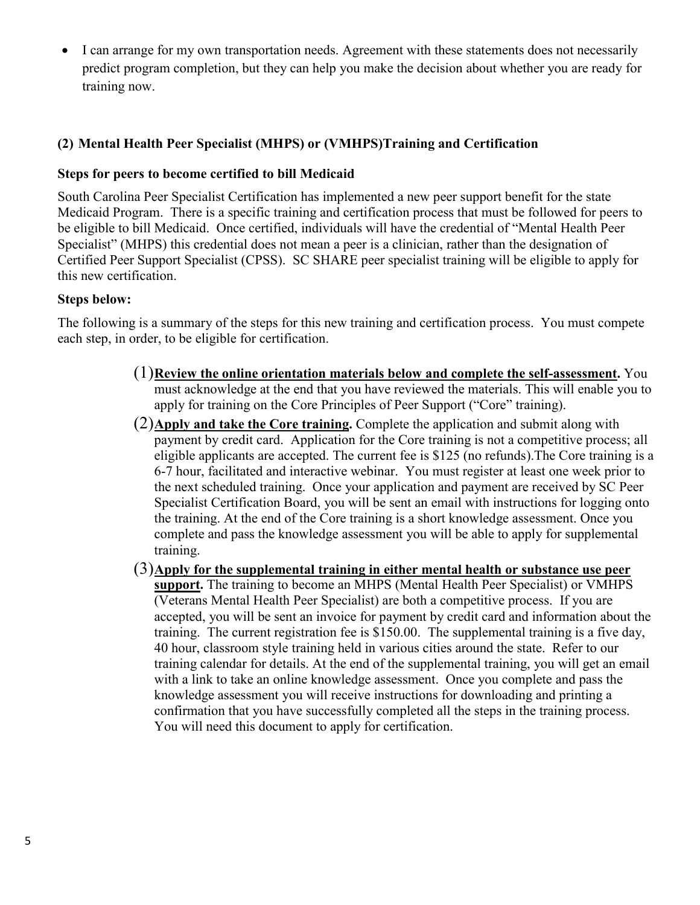- I can arrange for my own transportation needs. Agreement with these statements does not necessarily predict program completion, but they can help you make the decision about whether you are ready for training now.

### (2) Mental Health Peer Specialist (MHPS) or (VMHPS)Training and Certification

**Steps for peers to become certified to bill Medicaid**

South Carolina Peer Specialist Certification has implemented a new peer support benefit for the state Medicaid Program. There is a specific training and certification process that must be followed for peers to be eligible to bill Medicaid. Once certified, individuals will have the credential of "Mental Health Peer Specialist" (MHPS) this credential does not mean a peer is a clinician, rather than the designation of Certified Peer Support Specialist (CPSS). SC SHARE peer specialist training will be eligible to apply for this new certification.

**Steps below:**

The following is a summary of the steps for this new training and certification process. You must compete each step, in order, to be eligible for certification.

(1) **<u>Review the online orientation materials below and complete the self-assessment</u>.** You must acknowledge at the end that you have reviewed the materials. This will enable you to apply for training on the Core Principles of Peer Support ("Core" training).

(2) **<u>Apply and take the Core training</u>.** Complete the application and submit along with payment by credit card. Application for the Core training is not a competitive process; all eligible applicants are accepted. The current fee is $125 (no refunds).The Core training is a 6-7 hour, facilitated and interactive webinar. You must register at least one week prior to the next scheduled training. Once your application and payment are received by SC Peer Specialist Certification Board, you will be sent an email with instructions for logging onto the training. At the end of the Core training is a short knowledge assessment. Once you complete and pass the knowledge assessment you will be able to apply for supplemental training.

(3) **<u>Apply for the supplemental training in either mental health or substance use peer support</u>.** The training to become an MHPS (Mental Health Peer Specialist) or VMHPS (Veterans Mental Health Peer Specialist) are both a competitive process. If you are accepted, you will be sent an invoice for payment by credit card and information about the training. The current registration fee is $150.00. The supplemental training is a five day, 40 hour, classroom style training held in various cities around the state. Refer to our training calendar for details. At the end of the supplemental training, you will get an email with a link to take an online knowledge assessment. Once you complete and pass the knowledge assessment you will receive instructions for downloading and printing a confirmation that you have successfully completed all the steps in the training process. You will need this document to apply for certification.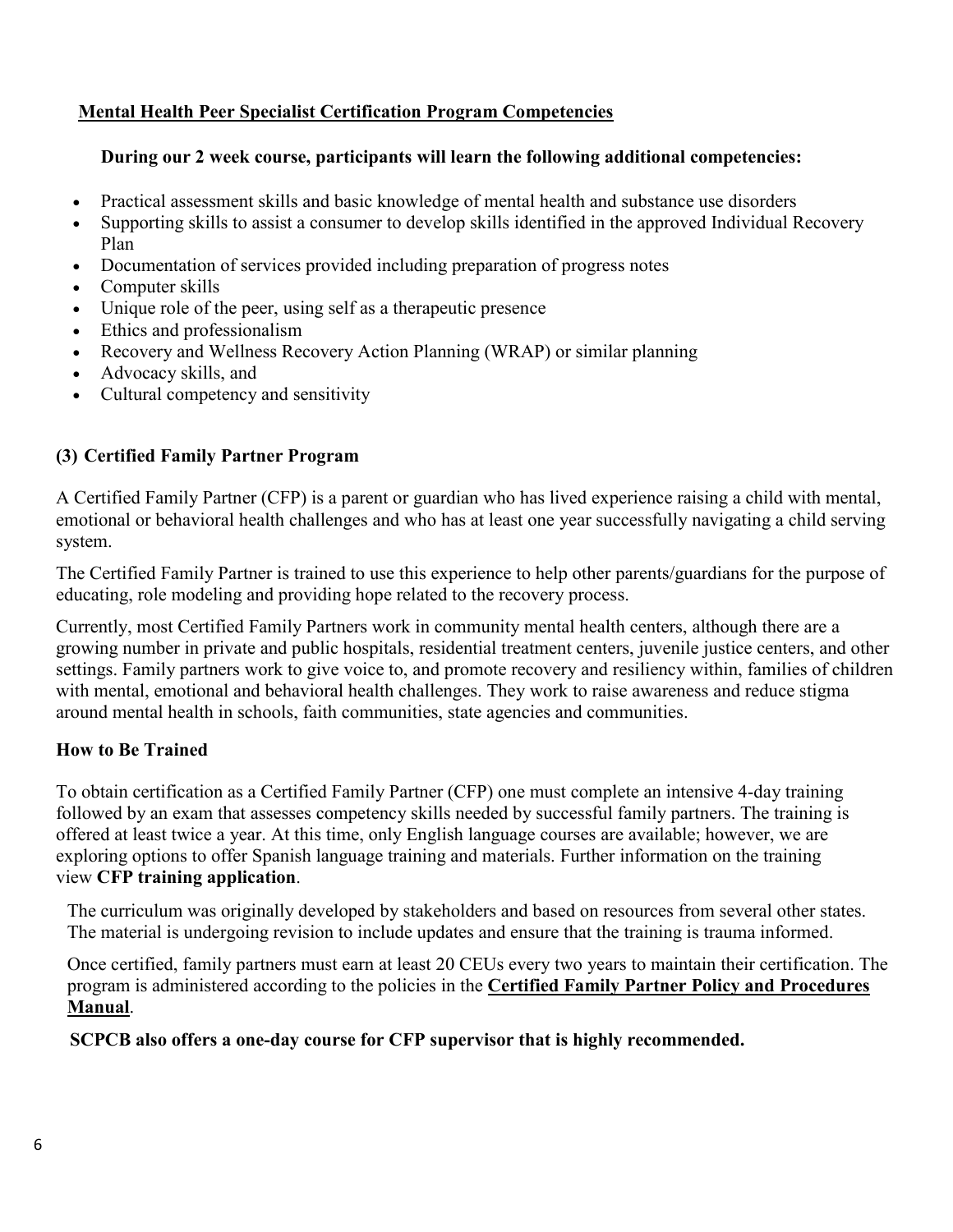## Mental Health Peer Specialist Certification Program Competencies

**During our 2 week course, participants will learn the following additional competencies:**

- Practical assessment skills and basic knowledge of mental health and substance use disorders
- Supporting skills to assist a consumer to develop skills identified in the approved Individual Recovery Plan
- Documentation of services provided including preparation of progress notes
- Computer skills
- Unique role of the peer, using self as a therapeutic presence
- Ethics and professionalism
- Recovery and Wellness Recovery Action Planning (WRAP) or similar planning
- Advocacy skills, and
- Cultural competency and sensitivity

### (3) Certified Family Partner Program

A Certified Family Partner (CFP) is a parent or guardian who has lived experience raising a child with mental, emotional or behavioral health challenges and who has at least one year successfully navigating a child serving system.

The Certified Family Partner is trained to use this experience to help other parents/guardians for the purpose of educating, role modeling and providing hope related to the recovery process.

Currently, most Certified Family Partners work in community mental health centers, although there are a growing number in private and public hospitals, residential treatment centers, juvenile justice centers, and other settings. Family partners work to give voice to, and promote recovery and resiliency within, families of children with mental, emotional and behavioral health challenges. They work to raise awareness and reduce stigma around mental health in schools, faith communities, state agencies and communities.

### How to Be Trained

To obtain certification as a Certified Family Partner (CFP) one must complete an intensive 4-day training followed by an exam that assesses competency skills needed by successful family partners. The training is offered at least twice a year. At this time, only English language courses are available; however, we are exploring options to offer Spanish language training and materials. Further information on the training view **CFP training application**.

The curriculum was originally developed by stakeholders and based on resources from several other states. The material is undergoing revision to include updates and ensure that the training is trauma informed.

Once certified, family partners must earn at least 20 CEUs every two years to maintain their certification. The program is administered according to the policies in the **Certified Family Partner Policy and Procedures Manual**.

**SCPCB also offers a one-day course for CFP supervisor that is highly recommended.**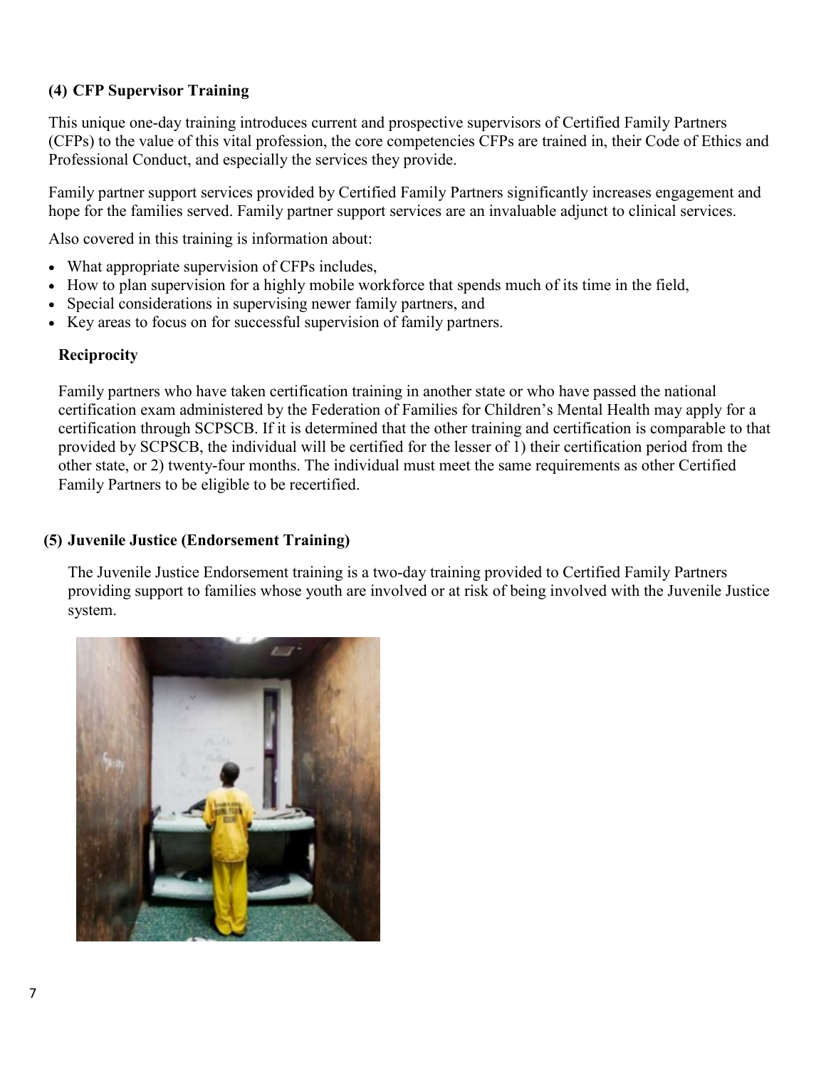### (4) CFP Supervisor Training

This unique one-day training introduces current and prospective supervisors of Certified Family Partners (CFPs) to the value of this vital profession, the core competencies CFPs are trained in, their Code of Ethics and Professional Conduct, and especially the services they provide.

Family partner support services provided by Certified Family Partners significantly increases engagement and hope for the families served. Family partner support services are an invaluable adjunct to clinical services.

Also covered in this training is information about:

- What appropriate supervision of CFPs includes,
- How to plan supervision for a highly mobile workforce that spends much of its time in the field,
- Special considerations in supervising newer family partners, and
- Key areas to focus on for successful supervision of family partners.

**Reciprocity**

Family partners who have taken certification training in another state or who have passed the national certification exam administered by the Federation of Families for Children's Mental Health may apply for a certification through SCPSCB. If it is determined that the other training and certification is comparable to that provided by SCPSCB, the individual will be certified for the lesser of 1) their certification period from the other state, or 2) twenty-four months. The individual must meet the same requirements as other Certified Family Partners to be eligible to be recertified.

### (5) Juvenile Justice (Endorsement Training)

The Juvenile Justice Endorsement training is a two-day training provided to Certified Family Partners providing support to families whose youth are involved or at risk of being involved with the Juvenile Justice system.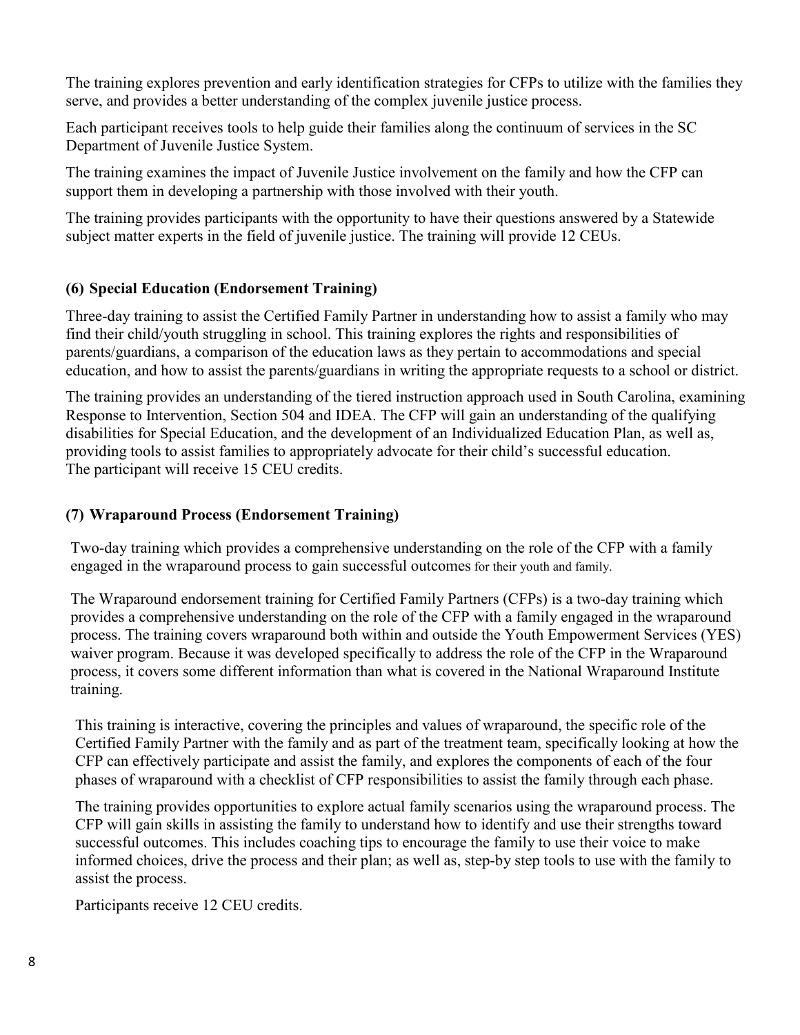The training explores prevention and early identification strategies for CFPs to utilize with the families they serve, and provides a better understanding of the complex juvenile justice process.

Each participant receives tools to help guide their families along the continuum of services in the SC Department of Juvenile Justice System.

The training examines the impact of Juvenile Justice involvement on the family and how the CFP can support them in developing a partnership with those involved with their youth.

The training provides participants with the opportunity to have their questions answered by a Statewide subject matter experts in the field of juvenile justice. The training will provide 12 CEUs.

### (6) Special Education (Endorsement Training)

Three-day training to assist the Certified Family Partner in understanding how to assist a family who may find their child/youth struggling in school. This training explores the rights and responsibilities of parents/guardians, a comparison of the education laws as they pertain to accommodations and special education, and how to assist the parents/guardians in writing the appropriate requests to a school or district.

The training provides an understanding of the tiered instruction approach used in South Carolina, examining Response to Intervention, Section 504 and IDEA. The CFP will gain an understanding of the qualifying disabilities for Special Education, and the development of an Individualized Education Plan, as well as, providing tools to assist families to appropriately advocate for their child's successful education.
The participant will receive 15 CEU credits.

### (7) Wraparound Process (Endorsement Training)

Two-day training which provides a comprehensive understanding on the role of the CFP with a family engaged in the wraparound process to gain successful outcomes for their youth and family.

The Wraparound endorsement training for Certified Family Partners (CFPs) is a two-day training which provides a comprehensive understanding on the role of the CFP with a family engaged in the wraparound process. The training covers wraparound both within and outside the Youth Empowerment Services (YES) waiver program. Because it was developed specifically to address the role of the CFP in the Wraparound process, it covers some different information than what is covered in the National Wraparound Institute training.

This training is interactive, covering the principles and values of wraparound, the specific role of the Certified Family Partner with the family and as part of the treatment team, specifically looking at how the CFP can effectively participate and assist the family, and explores the components of each of the four phases of wraparound with a checklist of CFP responsibilities to assist the family through each phase.

The training provides opportunities to explore actual family scenarios using the wraparound process. The CFP will gain skills in assisting the family to understand how to identify and use their strengths toward successful outcomes. This includes coaching tips to encourage the family to use their voice to make informed choices, drive the process and their plan; as well as, step-by step tools to use with the family to assist the process.

Participants receive 12 CEU credits.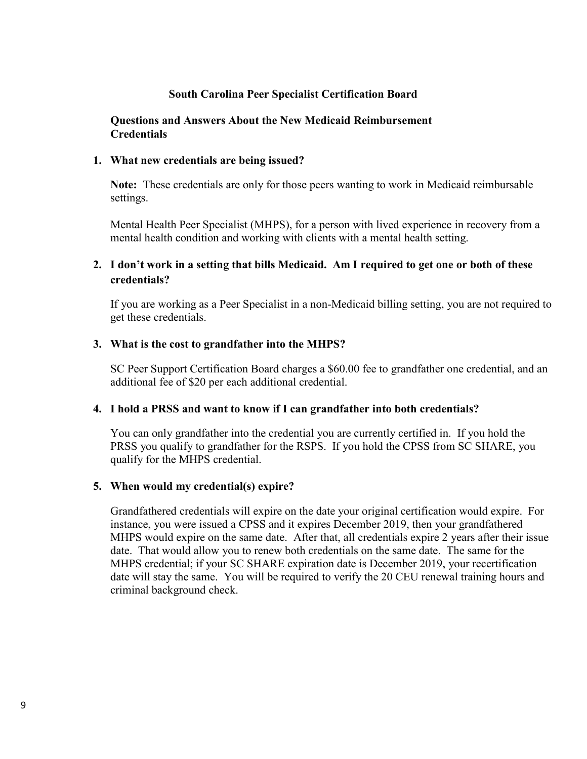# South Carolina Peer Specialist Certification Board

## Questions and Answers About the New Medicaid Reimbursement Credentials

1. **What new credentials are being issued?**

   **Note:** These credentials are only for those peers wanting to work in Medicaid reimbursable settings.

   Mental Health Peer Specialist (MHPS), for a person with lived experience in recovery from a mental health condition and working with clients with a mental health setting.

2. **I don't work in a setting that bills Medicaid. Am I required to get one or both of these credentials?**

   If you are working as a Peer Specialist in a non-Medicaid billing setting, you are not required to get these credentials.

3. **What is the cost to grandfather into the MHPS?**

   SC Peer Support Certification Board charges a $60.00 fee to grandfather one credential, and an additional fee of $20 per each additional credential.

4. **I hold a PRSS and want to know if I can grandfather into both credentials?**

   You can only grandfather into the credential you are currently certified in. If you hold the PRSS you qualify to grandfather for the RSPS. If you hold the CPSS from SC SHARE, you qualify for the MHPS credential.

5. **When would my credential(s) expire?**

   Grandfathered credentials will expire on the date your original certification would expire. For instance, you were issued a CPSS and it expires December 2019, then your grandfathered MHPS would expire on the same date. After that, all credentials expire 2 years after their issue date. That would allow you to renew both credentials on the same date. The same for the MHPS credential; if your SC SHARE expiration date is December 2019, your recertification date will stay the same. You will be required to verify the 20 CEU renewal training hours and criminal background check.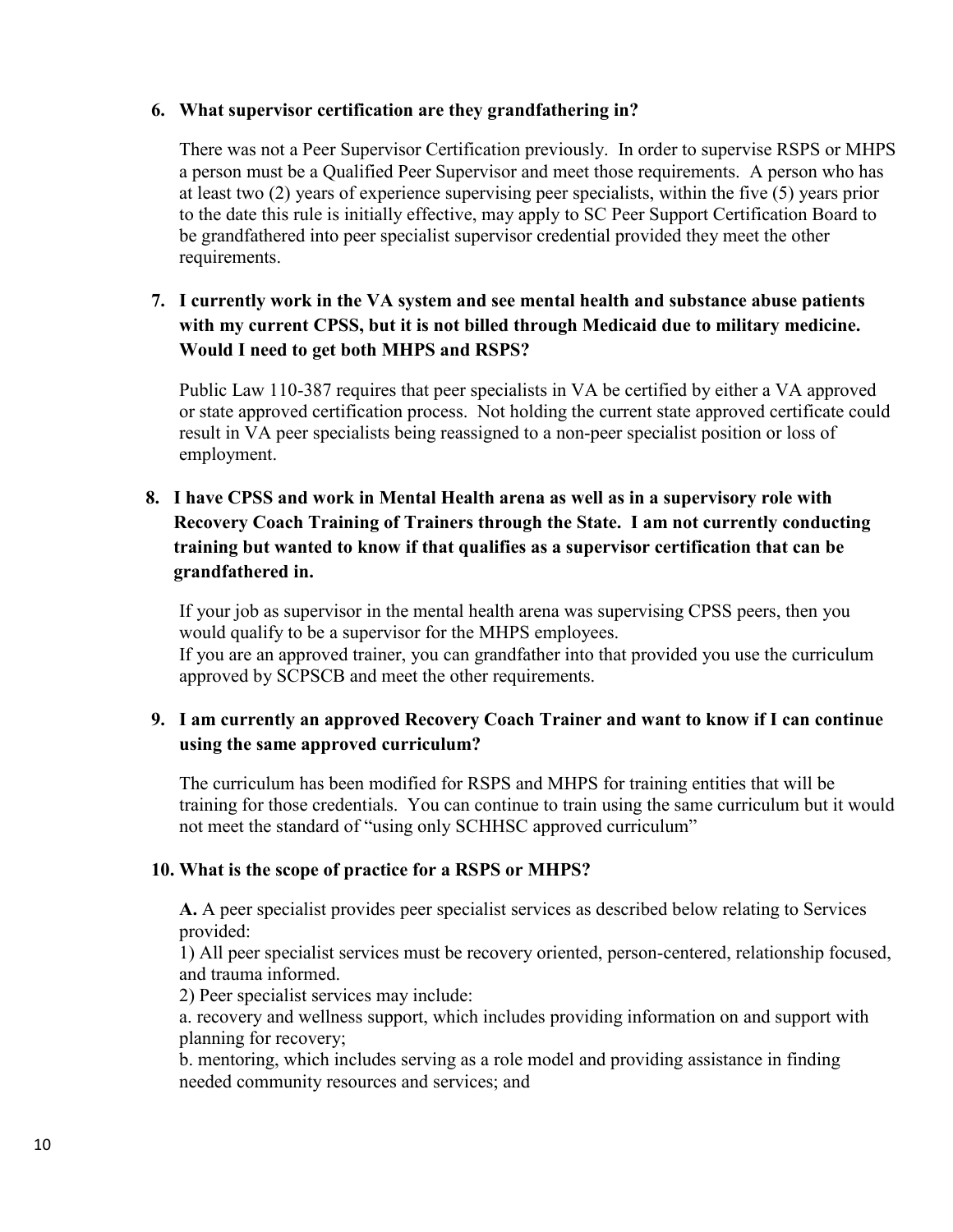6. **What supervisor certification are they grandfathering in?**

   There was not a Peer Supervisor Certification previously. In order to supervise RSPS or MHPS a person must be a Qualified Peer Supervisor and meet those requirements. A person who has at least two (2) years of experience supervising peer specialists, within the five (5) years prior to the date this rule is initially effective, may apply to SC Peer Support Certification Board to be grandfathered into peer specialist supervisor credential provided they meet the other requirements.

7. **I currently work in the VA system and see mental health and substance abuse patients with my current CPSS, but it is not billed through Medicaid due to military medicine. Would I need to get both MHPS and RSPS?**

   Public Law 110-387 requires that peer specialists in VA be certified by either a VA approved or state approved certification process. Not holding the current state approved certificate could result in VA peer specialists being reassigned to a non-peer specialist position or loss of employment.

8. **I have CPSS and work in Mental Health arena as well as in a supervisory role with Recovery Coach Training of Trainers through the State. I am not currently conducting training but wanted to know if that qualifies as a supervisor certification that can be grandfathered in.**

   If your job as supervisor in the mental health arena was supervising CPSS peers, then you would qualify to be a supervisor for the MHPS employees.
   If you are an approved trainer, you can grandfather into that provided you use the curriculum approved by SCPSCB and meet the other requirements.

9. **I am currently an approved Recovery Coach Trainer and want to know if I can continue using the same approved curriculum?**

   The curriculum has been modified for RSPS and MHPS for training entities that will be training for those credentials. You can continue to train using the same curriculum but it would not meet the standard of "using only SCHHSC approved curriculum"

10. **What is the scope of practice for a RSPS or MHPS?**

    **A.** A peer specialist provides peer specialist services as described below relating to Services provided:
    1) All peer specialist services must be recovery oriented, person-centered, relationship focused, and trauma informed.
    2) Peer specialist services may include:
    a. recovery and wellness support, which includes providing information on and support with planning for recovery;
    b. mentoring, which includes serving as a role model and providing assistance in finding needed community resources and services; and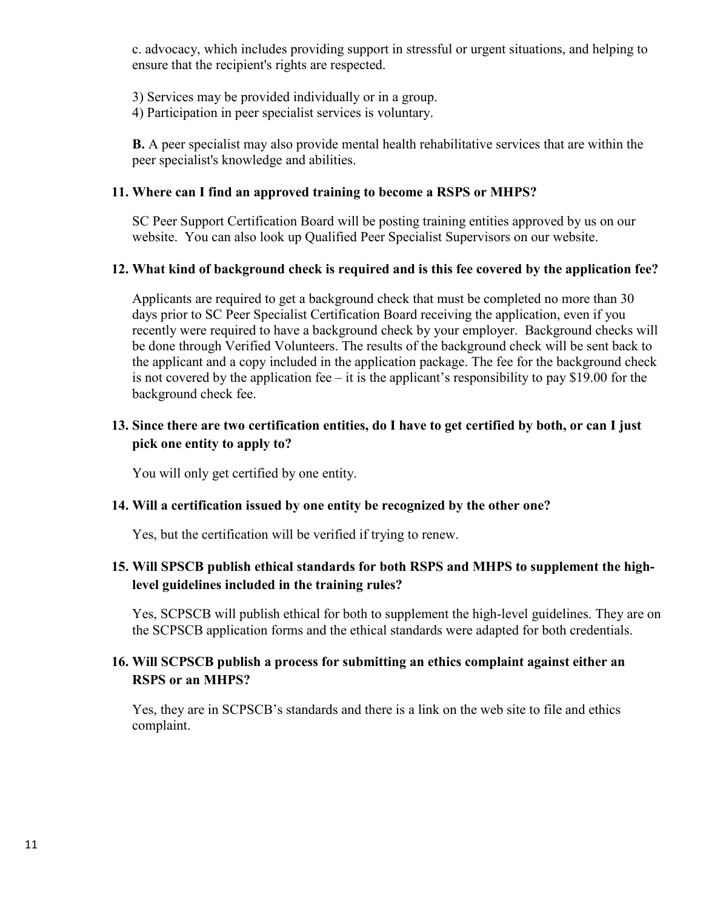c. advocacy, which includes providing support in stressful or urgent situations, and helping to ensure that the recipient's rights are respected.

3) Services may be provided individually or in a group.
4) Participation in peer specialist services is voluntary.

**B.** A peer specialist may also provide mental health rehabilitative services that are within the peer specialist's knowledge and abilities.

**11. Where can I find an approved training to become a RSPS or MHPS?**

SC Peer Support Certification Board will be posting training entities approved by us on our website. You can also look up Qualified Peer Specialist Supervisors on our website.

**12. What kind of background check is required and is this fee covered by the application fee?**

Applicants are required to get a background check that must be completed no more than 30 days prior to SC Peer Specialist Certification Board receiving the application, even if you recently were required to have a background check by your employer. Background checks will be done through Verified Volunteers. The results of the background check will be sent back to the applicant and a copy included in the application package. The fee for the background check is not covered by the application fee – it is the applicant's responsibility to pay $19.00 for the background check fee.

**13. Since there are two certification entities, do I have to get certified by both, or can I just pick one entity to apply to?**

You will only get certified by one entity.

**14. Will a certification issued by one entity be recognized by the other one?**

Yes, but the certification will be verified if trying to renew.

**15. Will SPSCB publish ethical standards for both RSPS and MHPS to supplement the high-level guidelines included in the training rules?**

Yes, SCPSCB will publish ethical for both to supplement the high-level guidelines. They are on the SCPSCB application forms and the ethical standards were adapted for both credentials.

**16. Will SCPSCB publish a process for submitting an ethics complaint against either an RSPS or an MHPS?**

Yes, they are in SCPSCB's standards and there is a link on the web site to file and ethics complaint.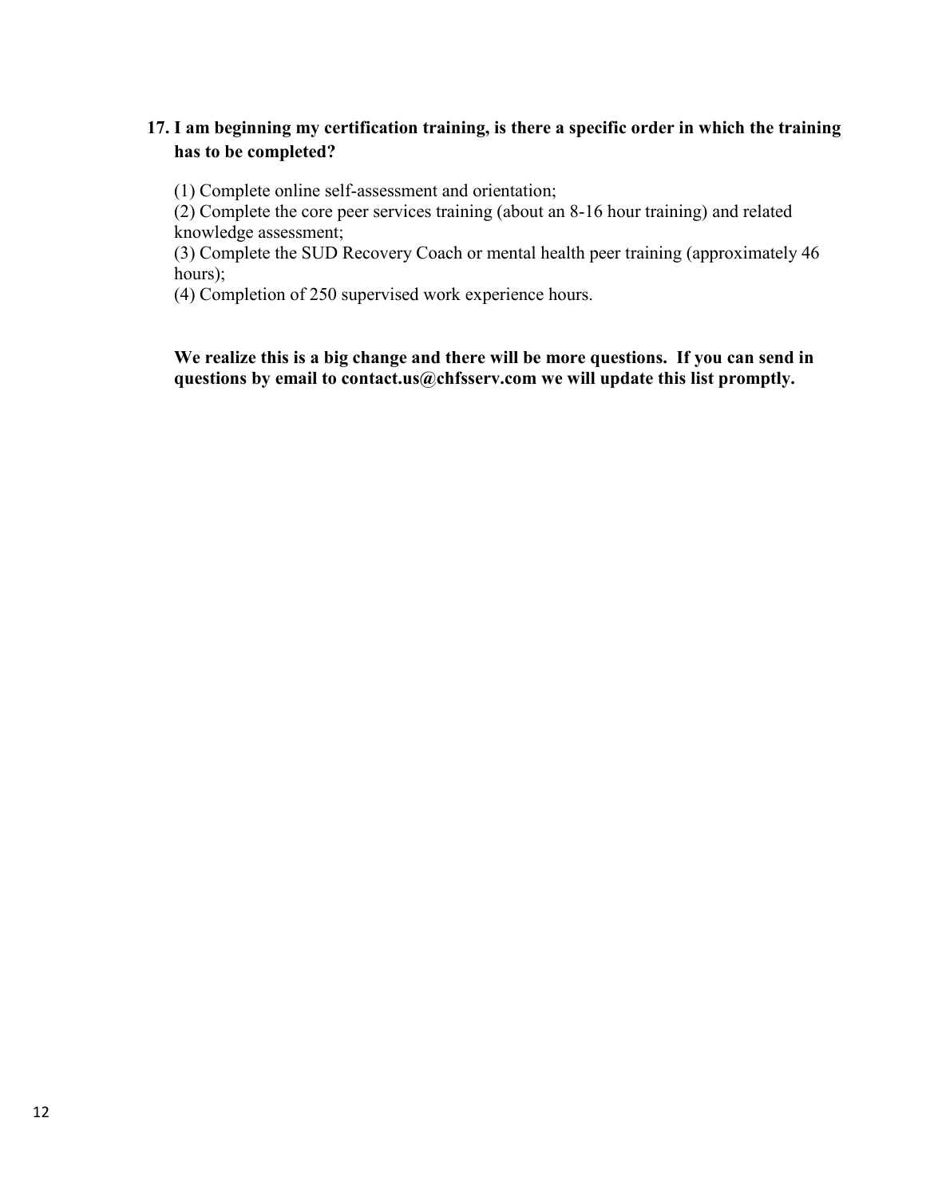**17. I am beginning my certification training, is there a specific order in which the training has to be completed?**

(1) Complete online self-assessment and orientation;
(2) Complete the core peer services training (about an 8-16 hour training) and related knowledge assessment;
(3) Complete the SUD Recovery Coach or mental health peer training (approximately 46 hours);
(4) Completion of 250 supervised work experience hours.

**We realize this is a big change and there will be more questions. If you can send in questions by email to contact.us@chfsserv.com we will update this list promptly.**